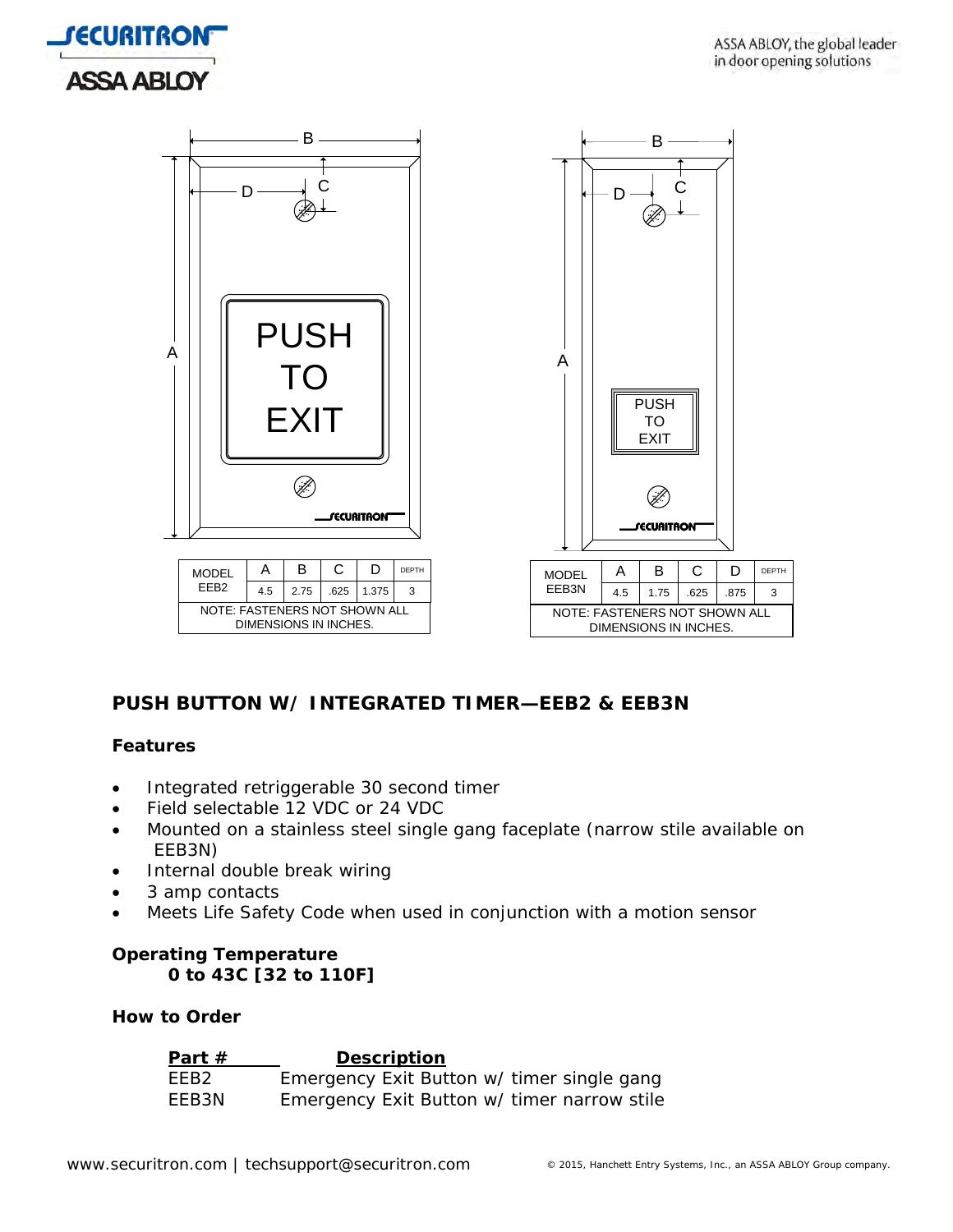| MODEL EEB2 | A | B | C | D | DEPTH |
|---|---|---|---|---|---|
| | 4.5 | 2.75 | .625 | 1.375 | 3 |

NOTE: FASTENERS NOT SHOWN ALL DIMENSIONS IN INCHES.

| MODEL EEB3N | A | B | C | D | DEPTH |
|---|---|---|---|---|---|
| | 4.5 | 1.75 | .625 | .875 | 3 |

NOTE: FASTENERS NOT SHOWN ALL DIMENSIONS IN INCHES.

## PUSH BUTTON W/ INTEGRATED TIMER—EEB2 & EEB3N

### Features

- Integrated retriggerable 30 second timer
- Field selectable 12 VDC or 24 VDC
- Mounted on a stainless steel single gang faceplate (narrow stile available on EEB3N)
- Internal double break wiring
- 3 amp contacts
- Meets Life Safety Code when used in conjunction with a motion sensor

### Operating Temperature

**0 to 43C [32 to 110F]**

### How to Order

| Part # | Description |
|---|---|
| EEB2 | Emergency Exit Button w/ timer single gang |
| EEB3N | Emergency Exit Button w/ timer narrow stile |

www.securitron.com | techsupport@securitron.com

© 2015, Hanchett Entry Systems, Inc., an ASSA ABLOY Group company.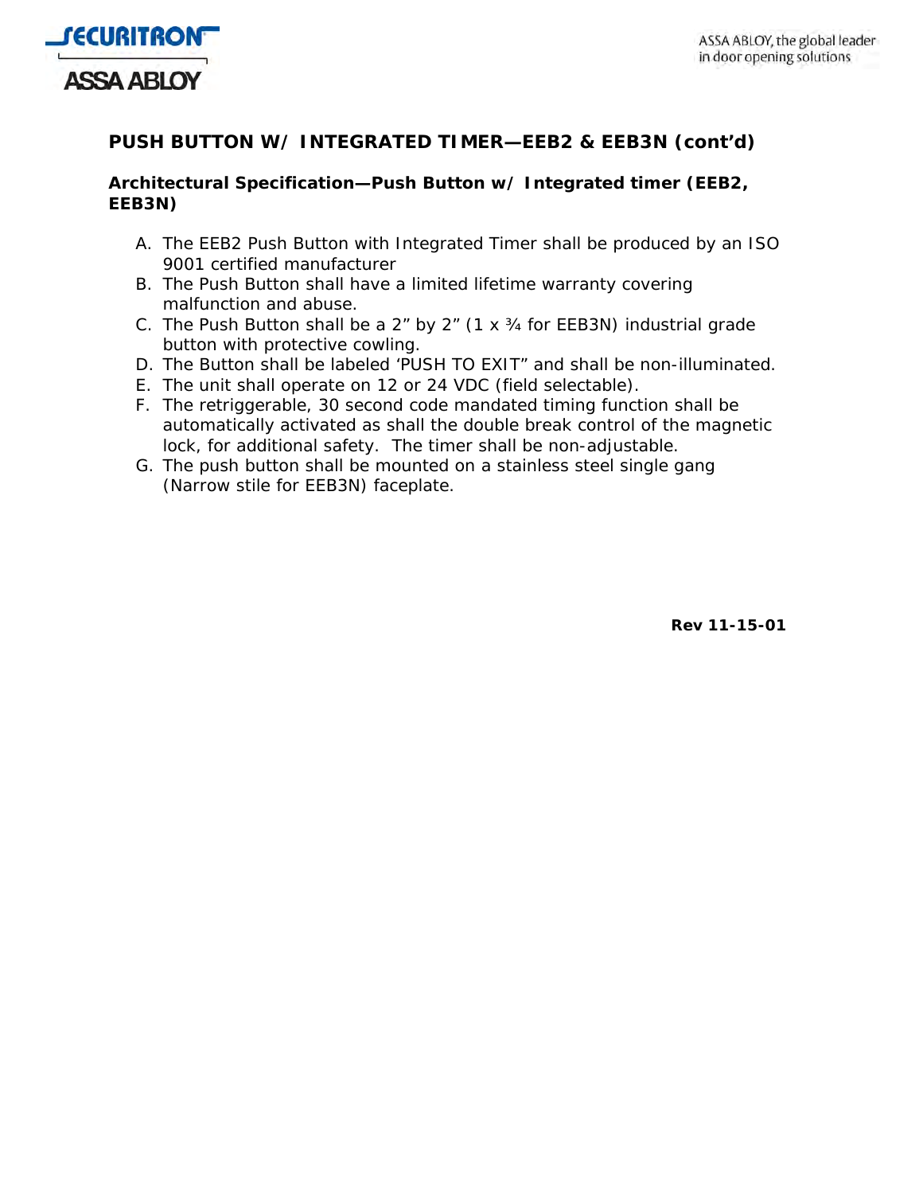## PUSH BUTTON W/ INTEGRATED TIMER—EEB2 & EEB3N (cont'd)

### Architectural Specification—Push Button w/ Integrated timer (EEB2, EEB3N)

A. The EEB2 Push Button with Integrated Timer shall be produced by an ISO 9001 certified manufacturer
B. The Push Button shall have a limited lifetime warranty covering malfunction and abuse.
C. The Push Button shall be a 2" by 2" (1 x ¾ for EEB3N) industrial grade button with protective cowling.
D. The Button shall be labeled 'PUSH TO EXIT" and shall be non-illuminated.
E. The unit shall operate on 12 or 24 VDC (field selectable).
F. The retriggerable, 30 second code mandated timing function shall be automatically activated as shall the double break control of the magnetic lock, for additional safety. The timer shall be non-adjustable.
G. The push button shall be mounted on a stainless steel single gang (Narrow stile for EEB3N) faceplate.

**Rev 11-15-01**